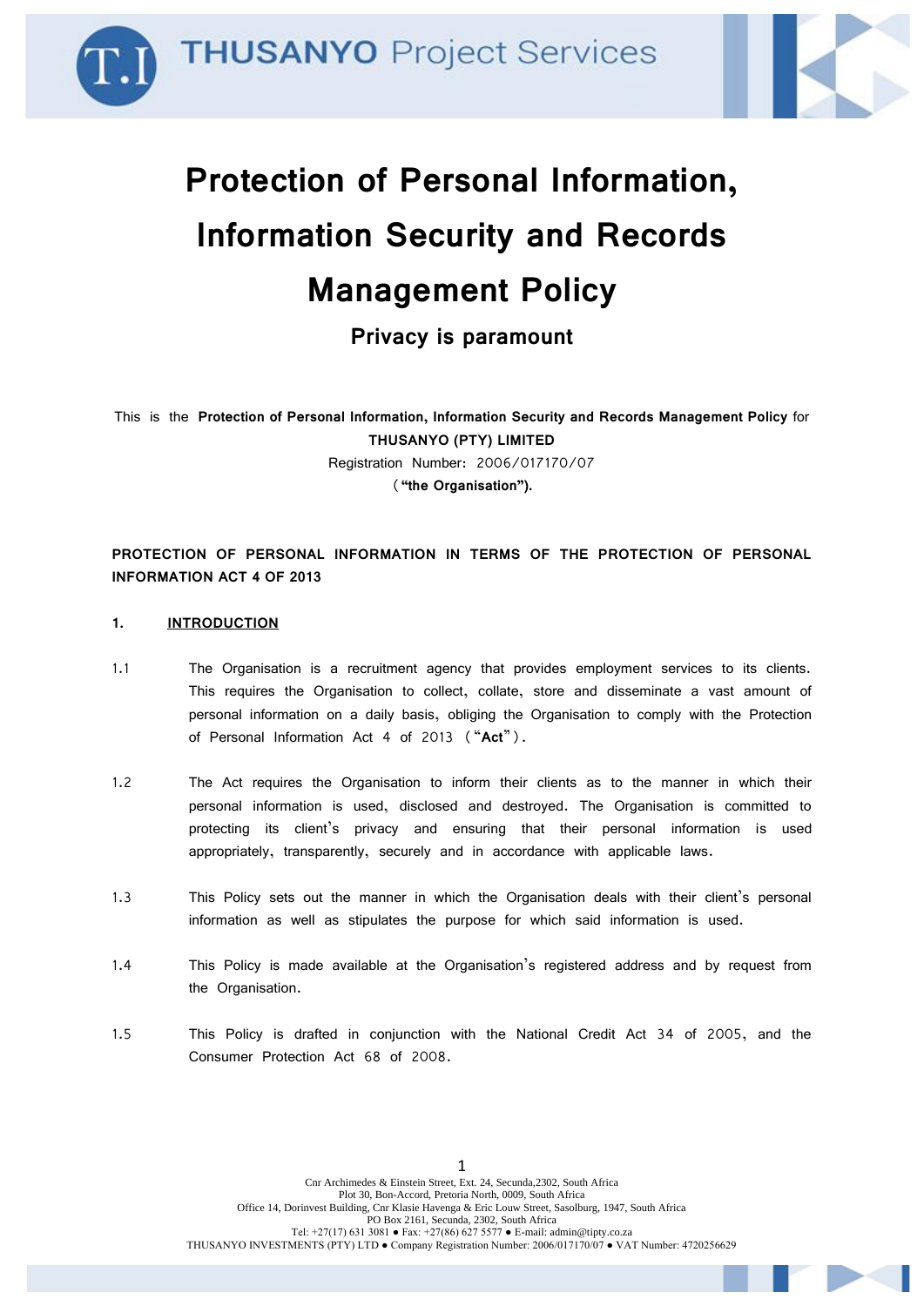# Protection of Personal Information, Information Security and Records Management Policy

## Privacy is paramount

This is the **Protection of Personal Information, Information Security and Records Management Policy** for **THUSANYO (PTY) LIMITED**
Registration Number: 2006/017170/07
(**"the Organisation").**

**PROTECTION OF PERSONAL INFORMATION IN TERMS OF THE PROTECTION OF PERSONAL INFORMATION ACT 4 OF 2013**

**1. INTRODUCTION**

1.1 The Organisation is a recruitment agency that provides employment services to its clients. This requires the Organisation to collect, collate, store and disseminate a vast amount of personal information on a daily basis, obliging the Organisation to comply with the Protection of Personal Information Act 4 of 2013 ("**Act**").

1.2 The Act requires the Organisation to inform their clients as to the manner in which their personal information is used, disclosed and destroyed. The Organisation is committed to protecting its client's privacy and ensuring that their personal information is used appropriately, transparently, securely and in accordance with applicable laws.

1.3 This Policy sets out the manner in which the Organisation deals with their client's personal information as well as stipulates the purpose for which said information is used.

1.4 This Policy is made available at the Organisation's registered address and by request from the Organisation.

1.5 This Policy is drafted in conjunction with the National Credit Act 34 of 2005, and the Consumer Protection Act 68 of 2008.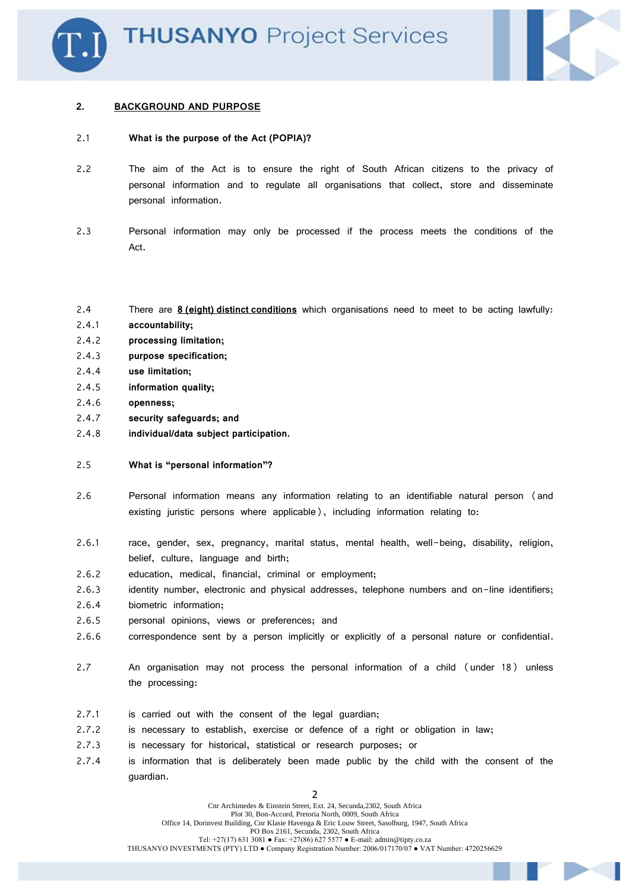## 2. BACKGROUND AND PURPOSE

2.1 **What is the purpose of the Act (POPIA)?**

2.2 The aim of the Act is to ensure the right of South African citizens to the privacy of personal information and to regulate all organisations that collect, store and disseminate personal information.

2.3 Personal information may only be processed if the process meets the conditions of the Act.

2.4 There are **8 (eight) distinct conditions** which organisations need to meet to be acting lawfully:

2.4.1 **accountability;**

2.4.2 **processing limitation;**

2.4.3 **purpose specification;**

2.4.4 **use limitation;**

2.4.5 **information quality;**

2.4.6 **openness;**

2.4.7 **security safeguards; and**

2.4.8 **individual/data subject participation.**

2.5 **What is "personal information"?**

2.6 Personal information means any information relating to an identifiable natural person (and existing juristic persons where applicable), including information relating to:

2.6.1 race, gender, sex, pregnancy, marital status, mental health, well-being, disability, religion, belief, culture, language and birth;

2.6.2 education, medical, financial, criminal or employment;

2.6.3 identity number, electronic and physical addresses, telephone numbers and on-line identifiers;

2.6.4 biometric information;

2.6.5 personal opinions, views or preferences; and

2.6.6 correspondence sent by a person implicitly or explicitly of a personal nature or confidential.

2.7 An organisation may not process the personal information of a child (under 18) unless the processing:

2.7.1 is carried out with the consent of the legal guardian;

2.7.2 is necessary to establish, exercise or defence of a right or obligation in law;

2.7.3 is necessary for historical, statistical or research purposes; or

2.7.4 is information that is deliberately been made public by the child with the consent of the guardian.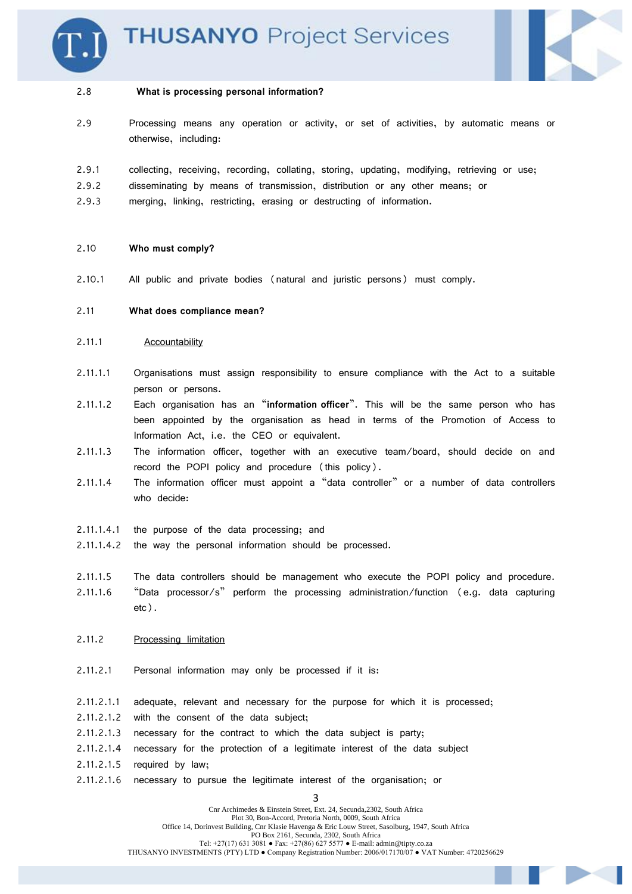2.8 **What is processing personal information?**

2.9 Processing means any operation or activity, or set of activities, by automatic means or otherwise, including:

2.9.1 collecting, receiving, recording, collating, storing, updating, modifying, retrieving or use;

2.9.2 disseminating by means of transmission, distribution or any other means; or

2.9.3 merging, linking, restricting, erasing or destructing of information.

2.10 **Who must comply?**

2.10.1 All public and private bodies (natural and juristic persons) must comply.

2.11 **What does compliance mean?**

2.11.1 Accountability

2.11.1.1 Organisations must assign responsibility to ensure compliance with the Act to a suitable person or persons.

2.11.1.2 Each organisation has an "**information officer**". This will be the same person who has been appointed by the organisation as head in terms of the Promotion of Access to Information Act, i.e. the CEO or equivalent.

2.11.1.3 The information officer, together with an executive team/board, should decide on and record the POPI policy and procedure (this policy).

2.11.1.4 The information officer must appoint a "data controller" or a number of data controllers who decide:

2.11.1.4.1 the purpose of the data processing; and

2.11.1.4.2 the way the personal information should be processed.

2.11.1.5 The data controllers should be management who execute the POPI policy and procedure.

2.11.1.6 "Data processor/s" perform the processing administration/function (e.g. data capturing etc).

2.11.2 Processing limitation

2.11.2.1 Personal information may only be processed if it is:

2.11.2.1.1 adequate, relevant and necessary for the purpose for which it is processed;

2.11.2.1.2 with the consent of the data subject;

2.11.2.1.3 necessary for the contract to which the data subject is party;

2.11.2.1.4 necessary for the protection of a legitimate interest of the data subject

2.11.2.1.5 required by law;

2.11.2.1.6 necessary to pursue the legitimate interest of the organisation; or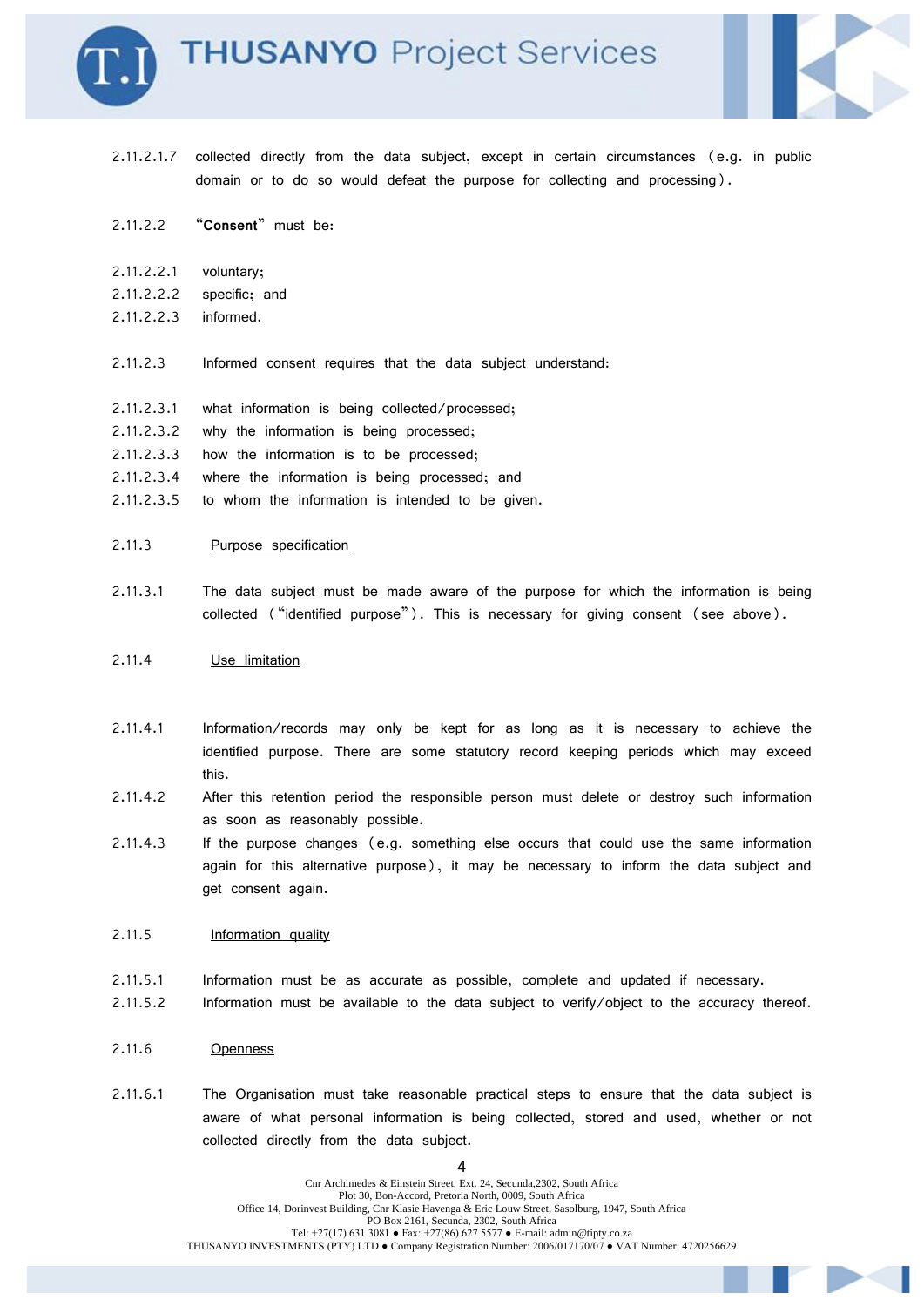2.11.2.1.7 collected directly from the data subject, except in certain circumstances (e.g. in public domain or to do so would defeat the purpose for collecting and processing).

2.11.2.2 "**Consent**" must be:

2.11.2.2.1 voluntary;

2.11.2.2.2 specific; and

2.11.2.2.3 informed.

2.11.2.3 Informed consent requires that the data subject understand:

2.11.2.3.1 what information is being collected/processed;

2.11.2.3.2 why the information is being processed;

2.11.2.3.3 how the information is to be processed;

2.11.2.3.4 where the information is being processed; and

2.11.2.3.5 to whom the information is intended to be given.

2.11.3 <u>Purpose specification</u>

2.11.3.1 The data subject must be made aware of the purpose for which the information is being collected ("identified purpose"). This is necessary for giving consent (see above).

2.11.4 <u>Use limitation</u>

2.11.4.1 Information/records may only be kept for as long as it is necessary to achieve the identified purpose. There are some statutory record keeping periods which may exceed this.

2.11.4.2 After this retention period the responsible person must delete or destroy such information as soon as reasonably possible.

2.11.4.3 If the purpose changes (e.g. something else occurs that could use the same information again for this alternative purpose), it may be necessary to inform the data subject and get consent again.

2.11.5 <u>Information quality</u>

2.11.5.1 Information must be as accurate as possible, complete and updated if necessary.

2.11.5.2 Information must be available to the data subject to verify/object to the accuracy thereof.

2.11.6 <u>Openness</u>

2.11.6.1 The Organisation must take reasonable practical steps to ensure that the data subject is aware of what personal information is being collected, stored and used, whether or not collected directly from the data subject.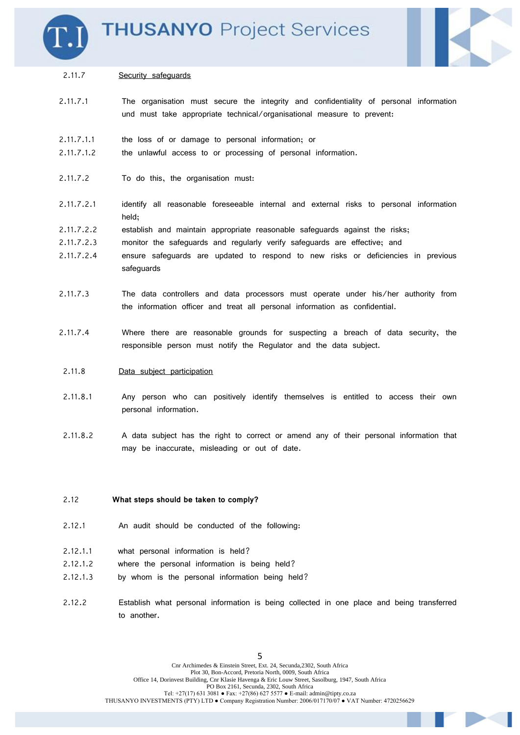2.11.7 Security safeguards

2.11.7.1 The organisation must secure the integrity and confidentiality of personal information und must take appropriate technical/organisational measure to prevent:

2.11.7.1.1 the loss of or damage to personal information; or

2.11.7.1.2 the unlawful access to or processing of personal information.

2.11.7.2 To do this, the organisation must:

2.11.7.2.1 identify all reasonable foreseeable internal and external risks to personal information held;

2.11.7.2.2 establish and maintain appropriate reasonable safeguards against the risks;

2.11.7.2.3 monitor the safeguards and regularly verify safeguards are effective; and

2.11.7.2.4 ensure safeguards are updated to respond to new risks or deficiencies in previous safeguards

2.11.7.3 The data controllers and data processors must operate under his/her authority from the information officer and treat all personal information as confidential.

2.11.7.4 Where there are reasonable grounds for suspecting a breach of data security, the responsible person must notify the Regulator and the data subject.

2.11.8 Data subject participation

2.11.8.1 Any person who can positively identify themselves is entitled to access their own personal information.

2.11.8.2 A data subject has the right to correct or amend any of their personal information that may be inaccurate, misleading or out of date.

**2.12 What steps should be taken to comply?**

2.12.1 An audit should be conducted of the following:

2.12.1.1 what personal information is held?

2.12.1.2 where the personal information is being held?

2.12.1.3 by whom is the personal information being held?

2.12.2 Establish what personal information is being collected in one place and being transferred to another.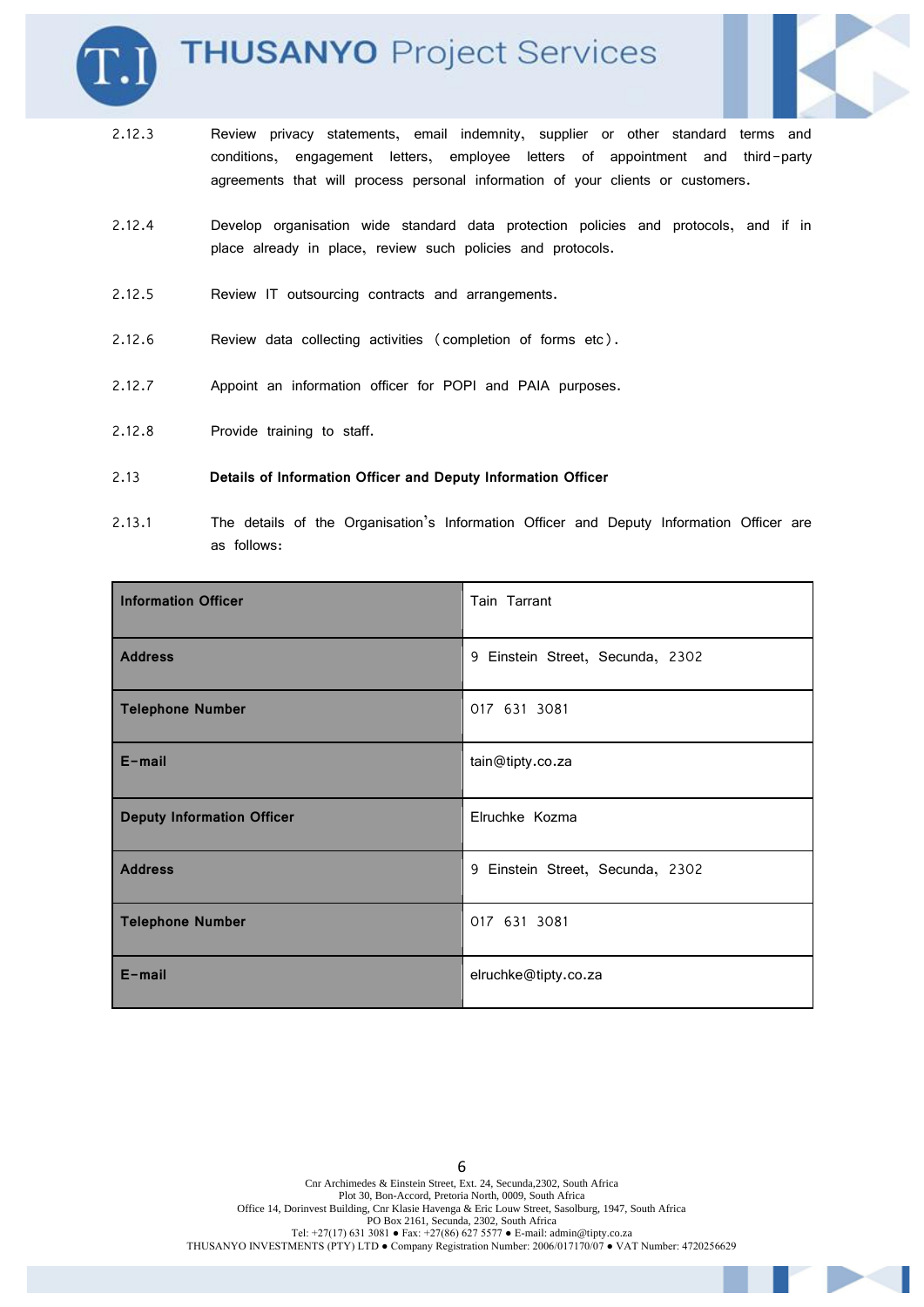2.12.3 Review privacy statements, email indemnity, supplier or other standard terms and conditions, engagement letters, employee letters of appointment and third-party agreements that will process personal information of your clients or customers.

2.12.4 Develop organisation wide standard data protection policies and protocols, and if in place already in place, review such policies and protocols.

2.12.5 Review IT outsourcing contracts and arrangements.

2.12.6 Review data collecting activities (completion of forms etc).

2.12.7 Appoint an information officer for POPI and PAIA purposes.

2.12.8 Provide training to staff.

2.13 **Details of Information Officer and Deputy Information Officer**

2.13.1 The details of the Organisation's Information Officer and Deputy Information Officer are as follows:

| **Information Officer** | Tain Tarrant |
|---|---|
| **Address** | 9 Einstein Street, Secunda, 2302 |
| **Telephone Number** | 017 631 3081 |
| **E-mail** | tain@tipty.co.za |
| **Deputy Information Officer** | Elruchke Kozma |
| **Address** | 9 Einstein Street, Secunda, 2302 |
| **Telephone Number** | 017 631 3081 |
| **E-mail** | elruchke@tipty.co.za |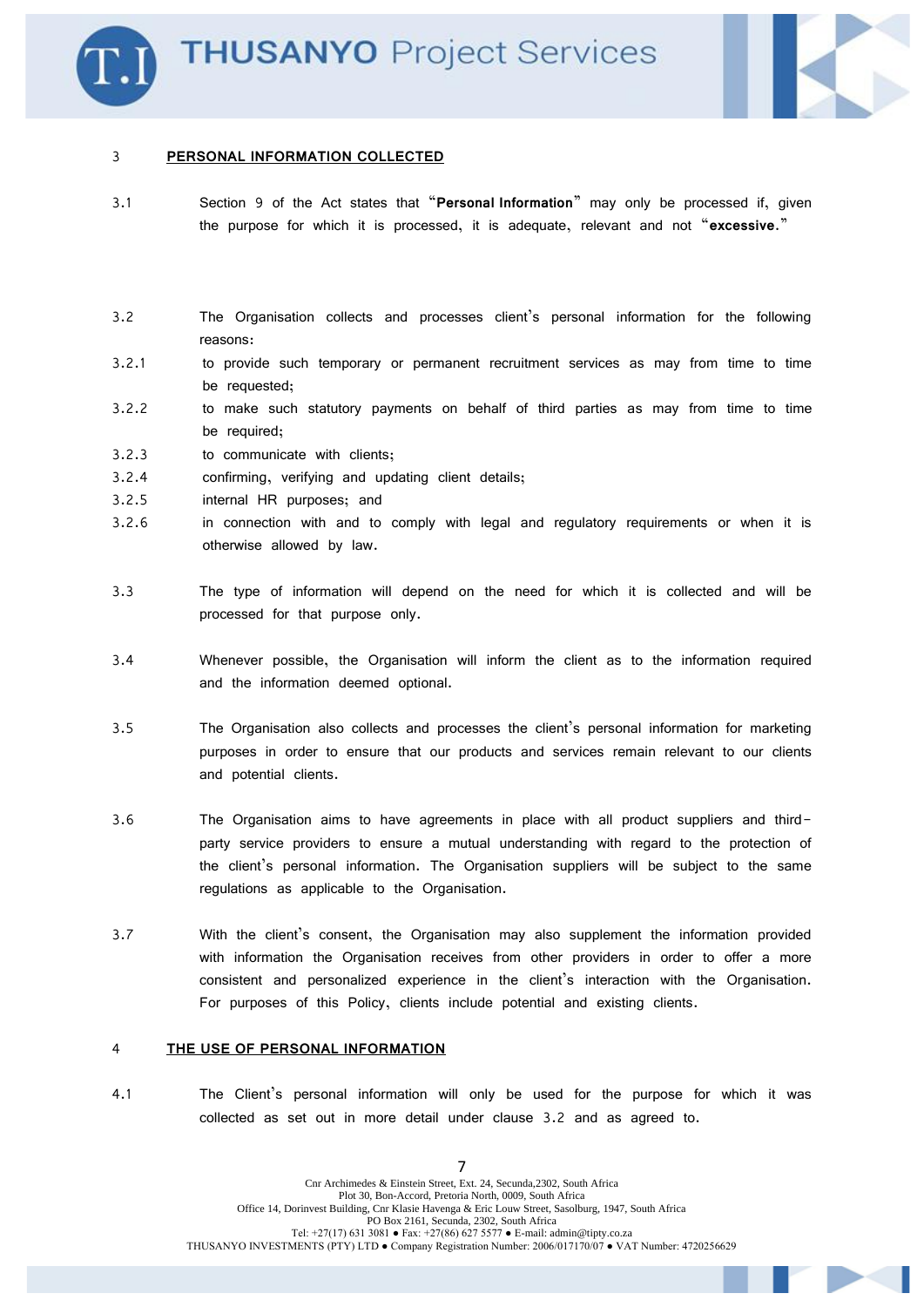## 3 PERSONAL INFORMATION COLLECTED

3.1 Section 9 of the Act states that "**Personal Information**" may only be processed if, given the purpose for which it is processed, it is adequate, relevant and not "**excessive.**"

3.2 The Organisation collects and processes client's personal information for the following reasons:

3.2.1 to provide such temporary or permanent recruitment services as may from time to time be requested;

3.2.2 to make such statutory payments on behalf of third parties as may from time to time be required;

3.2.3 to communicate with clients;

3.2.4 confirming, verifying and updating client details;

3.2.5 internal HR purposes; and

3.2.6 in connection with and to comply with legal and regulatory requirements or when it is otherwise allowed by law.

3.3 The type of information will depend on the need for which it is collected and will be processed for that purpose only.

3.4 Whenever possible, the Organisation will inform the client as to the information required and the information deemed optional.

3.5 The Organisation also collects and processes the client's personal information for marketing purposes in order to ensure that our products and services remain relevant to our clients and potential clients.

3.6 The Organisation aims to have agreements in place with all product suppliers and third-party service providers to ensure a mutual understanding with regard to the protection of the client's personal information. The Organisation suppliers will be subject to the same regulations as applicable to the Organisation.

3.7 With the client's consent, the Organisation may also supplement the information provided with information the Organisation receives from other providers in order to offer a more consistent and personalized experience in the client's interaction with the Organisation. For purposes of this Policy, clients include potential and existing clients.

## 4 THE USE OF PERSONAL INFORMATION

4.1 The Client's personal information will only be used for the purpose for which it was collected as set out in more detail under clause 3.2 and as agreed to.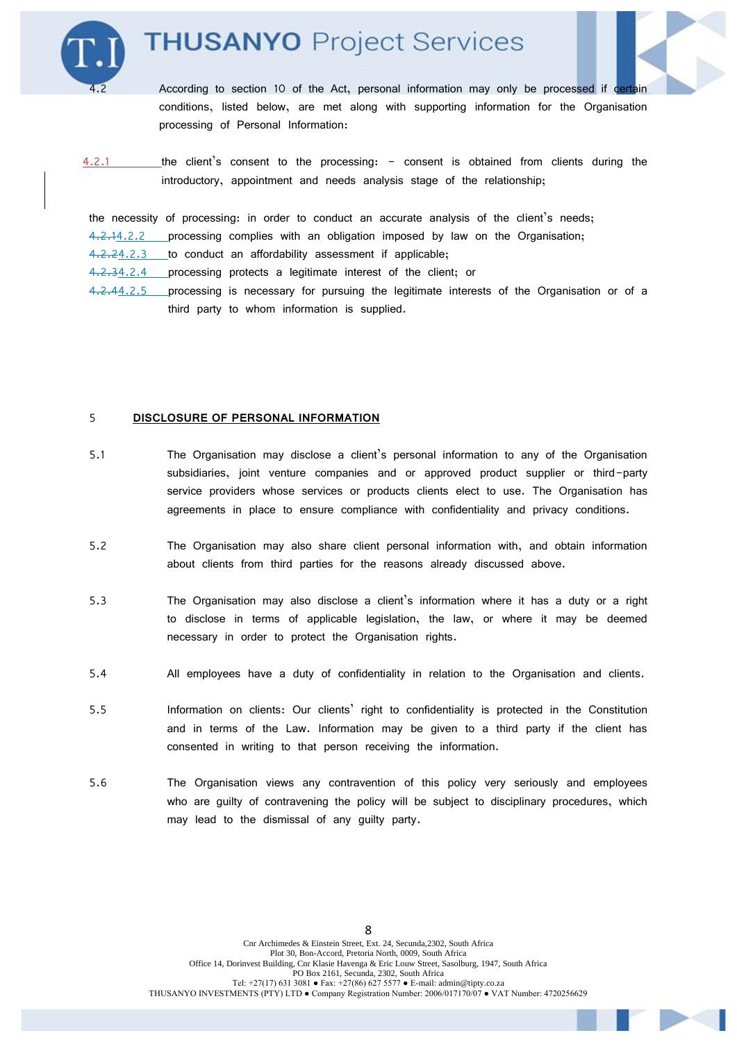4.2 According to section 10 of the Act, personal information may only be processed if certain conditions, listed below, are met along with supporting information for the Organisation processing of Personal Information:

4.2.1 the client's consent to the processing: – consent is obtained from clients during the introductory, appointment and needs analysis stage of the relationship;

the necessity of processing: in order to conduct an accurate analysis of the client's needs;

4.2.2 processing complies with an obligation imposed by law on the Organisation;

4.2.3 to conduct an affordability assessment if applicable;

4.2.4 processing protects a legitimate interest of the client; or

4.2.5 processing is necessary for pursuing the legitimate interests of the Organisation or of a third party to whom information is supplied.

## 5 DISCLOSURE OF PERSONAL INFORMATION

5.1 The Organisation may disclose a client's personal information to any of the Organisation subsidiaries, joint venture companies and or approved product supplier or third-party service providers whose services or products clients elect to use. The Organisation has agreements in place to ensure compliance with confidentiality and privacy conditions.

5.2 The Organisation may also share client personal information with, and obtain information about clients from third parties for the reasons already discussed above.

5.3 The Organisation may also disclose a client's information where it has a duty or a right to disclose in terms of applicable legislation, the law, or where it may be deemed necessary in order to protect the Organisation rights.

5.4 All employees have a duty of confidentiality in relation to the Organisation and clients.

5.5 Information on clients: Our clients' right to confidentiality is protected in the Constitution and in terms of the Law. Information may be given to a third party if the client has consented in writing to that person receiving the information.

5.6 The Organisation views any contravention of this policy very seriously and employees who are guilty of contravening the policy will be subject to disciplinary procedures, which may lead to the dismissal of any guilty party.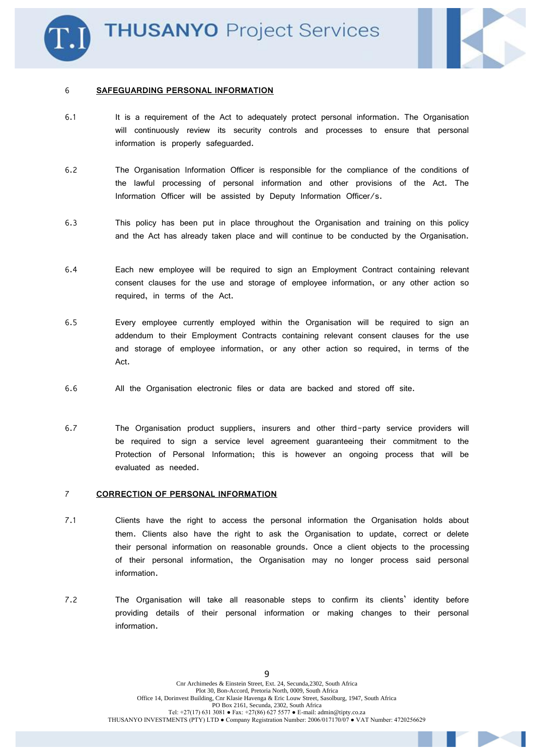## 6 SAFEGUARDING PERSONAL INFORMATION

6.1 It is a requirement of the Act to adequately protect personal information. The Organisation will continuously review its security controls and processes to ensure that personal information is properly safeguarded.

6.2 The Organisation Information Officer is responsible for the compliance of the conditions of the lawful processing of personal information and other provisions of the Act. The Information Officer will be assisted by Deputy Information Officer/s.

6.3 This policy has been put in place throughout the Organisation and training on this policy and the Act has already taken place and will continue to be conducted by the Organisation.

6.4 Each new employee will be required to sign an Employment Contract containing relevant consent clauses for the use and storage of employee information, or any other action so required, in terms of the Act.

6.5 Every employee currently employed within the Organisation will be required to sign an addendum to their Employment Contracts containing relevant consent clauses for the use and storage of employee information, or any other action so required, in terms of the Act.

6.6 All the Organisation electronic files or data are backed and stored off site.

6.7 The Organisation product suppliers, insurers and other third-party service providers will be required to sign a service level agreement guaranteeing their commitment to the Protection of Personal Information; this is however an ongoing process that will be evaluated as needed.

## 7 CORRECTION OF PERSONAL INFORMATION

7.1 Clients have the right to access the personal information the Organisation holds about them. Clients also have the right to ask the Organisation to update, correct or delete their personal information on reasonable grounds. Once a client objects to the processing of their personal information, the Organisation may no longer process said personal information.

7.2 The Organisation will take all reasonable steps to confirm its clients' identity before providing details of their personal information or making changes to their personal information.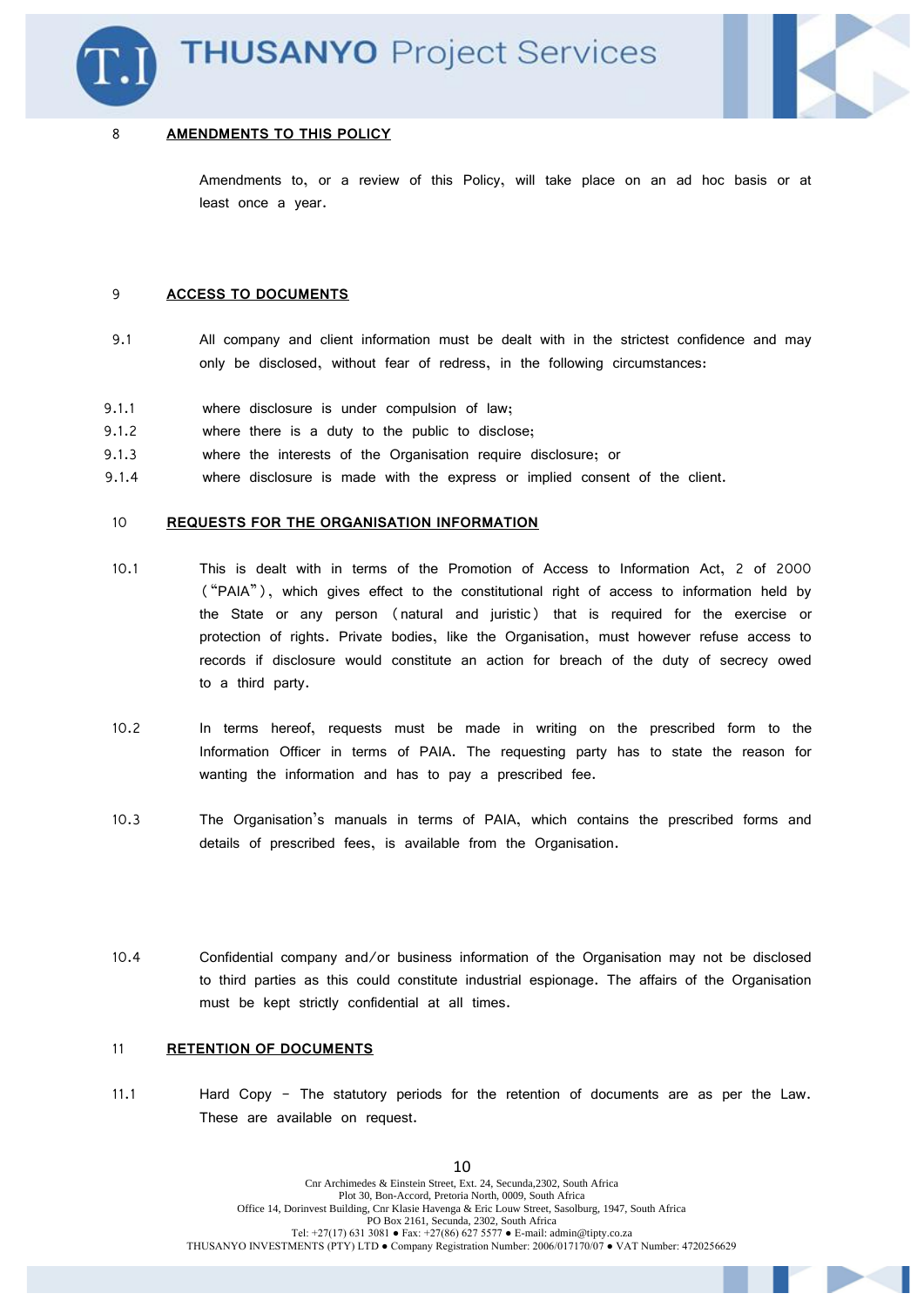## 8 AMENDMENTS TO THIS POLICY

Amendments to, or a review of this Policy, will take place on an ad hoc basis or at least once a year.

## 9 ACCESS TO DOCUMENTS

9.1 All company and client information must be dealt with in the strictest confidence and may only be disclosed, without fear of redress, in the following circumstances:

9.1.1 where disclosure is under compulsion of law;

9.1.2 where there is a duty to the public to disclose;

9.1.3 where the interests of the Organisation require disclosure; or

9.1.4 where disclosure is made with the express or implied consent of the client.

## 10 REQUESTS FOR THE ORGANISATION INFORMATION

10.1 This is dealt with in terms of the Promotion of Access to Information Act, 2 of 2000 ("PAIA"), which gives effect to the constitutional right of access to information held by the State or any person (natural and juristic) that is required for the exercise or protection of rights. Private bodies, like the Organisation, must however refuse access to records if disclosure would constitute an action for breach of the duty of secrecy owed to a third party.

10.2 In terms hereof, requests must be made in writing on the prescribed form to the Information Officer in terms of PAIA. The requesting party has to state the reason for wanting the information and has to pay a prescribed fee.

10.3 The Organisation's manuals in terms of PAIA, which contains the prescribed forms and details of prescribed fees, is available from the Organisation.

10.4 Confidential company and/or business information of the Organisation may not be disclosed to third parties as this could constitute industrial espionage. The affairs of the Organisation must be kept strictly confidential at all times.

## 11 RETENTION OF DOCUMENTS

11.1 Hard Copy - The statutory periods for the retention of documents are as per the Law. These are available on request.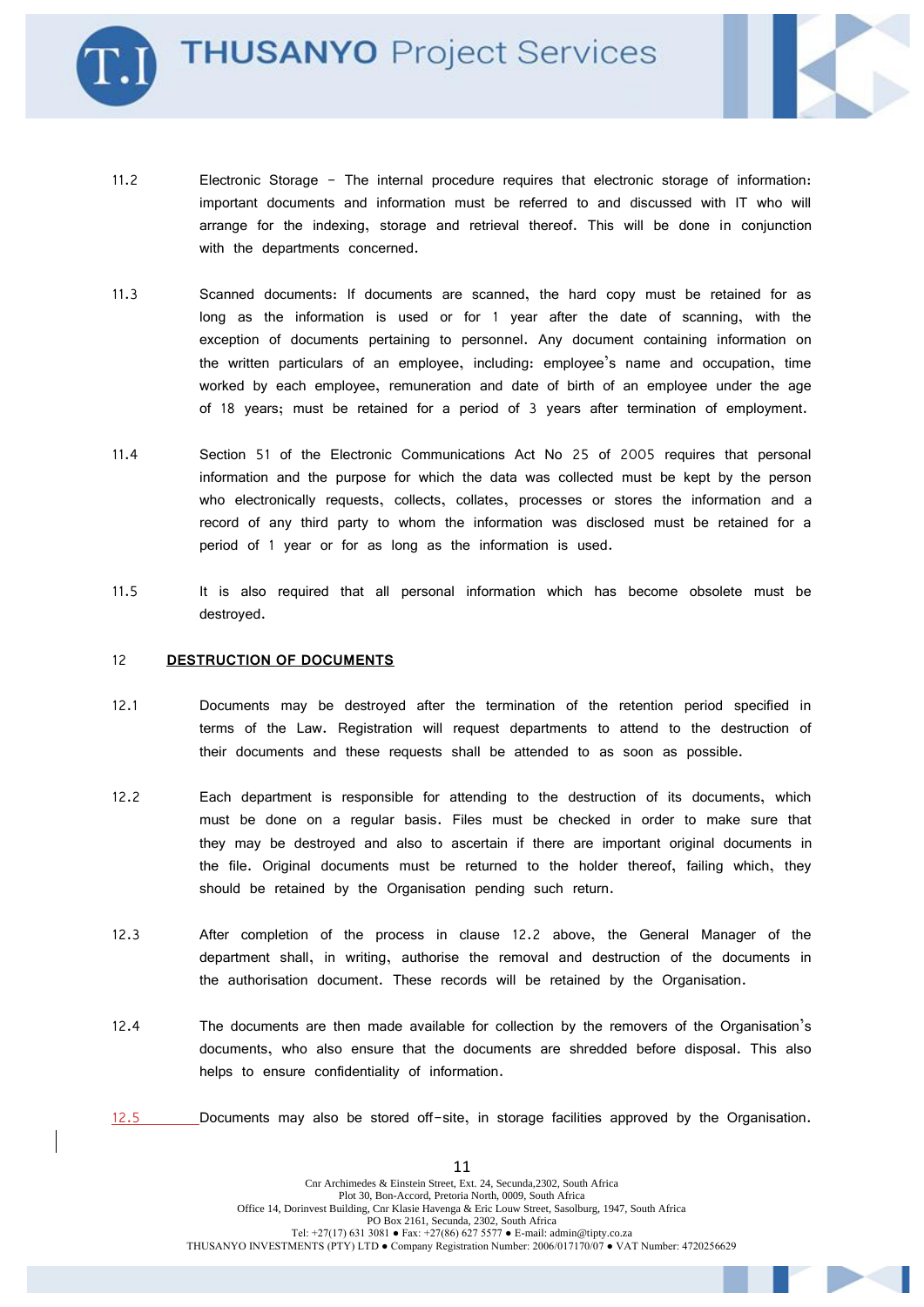11.2 Electronic Storage – The internal procedure requires that electronic storage of information: important documents and information must be referred to and discussed with IT who will arrange for the indexing, storage and retrieval thereof. This will be done in conjunction with the departments concerned.

11.3 Scanned documents: If documents are scanned, the hard copy must be retained for as long as the information is used or for 1 year after the date of scanning, with the exception of documents pertaining to personnel. Any document containing information on the written particulars of an employee, including: employee's name and occupation, time worked by each employee, remuneration and date of birth of an employee under the age of 18 years; must be retained for a period of 3 years after termination of employment.

11.4 Section 51 of the Electronic Communications Act No 25 of 2005 requires that personal information and the purpose for which the data was collected must be kept by the person who electronically requests, collects, collates, processes or stores the information and a record of any third party to whom the information was disclosed must be retained for a period of 1 year or for as long as the information is used.

11.5 It is also required that all personal information which has become obsolete must be destroyed.

## 12 DESTRUCTION OF DOCUMENTS

12.1 Documents may be destroyed after the termination of the retention period specified in terms of the Law. Registration will request departments to attend to the destruction of their documents and these requests shall be attended to as soon as possible.

12.2 Each department is responsible for attending to the destruction of its documents, which must be done on a regular basis. Files must be checked in order to make sure that they may be destroyed and also to ascertain if there are important original documents in the file. Original documents must be returned to the holder thereof, failing which, they should be retained by the Organisation pending such return.

12.3 After completion of the process in clause 12.2 above, the General Manager of the department shall, in writing, authorise the removal and destruction of the documents in the authorisation document. These records will be retained by the Organisation.

12.4 The documents are then made available for collection by the removers of the Organisation's documents, who also ensure that the documents are shredded before disposal. This also helps to ensure confidentiality of information.

12.5 Documents may also be stored off-site, in storage facilities approved by the Organisation.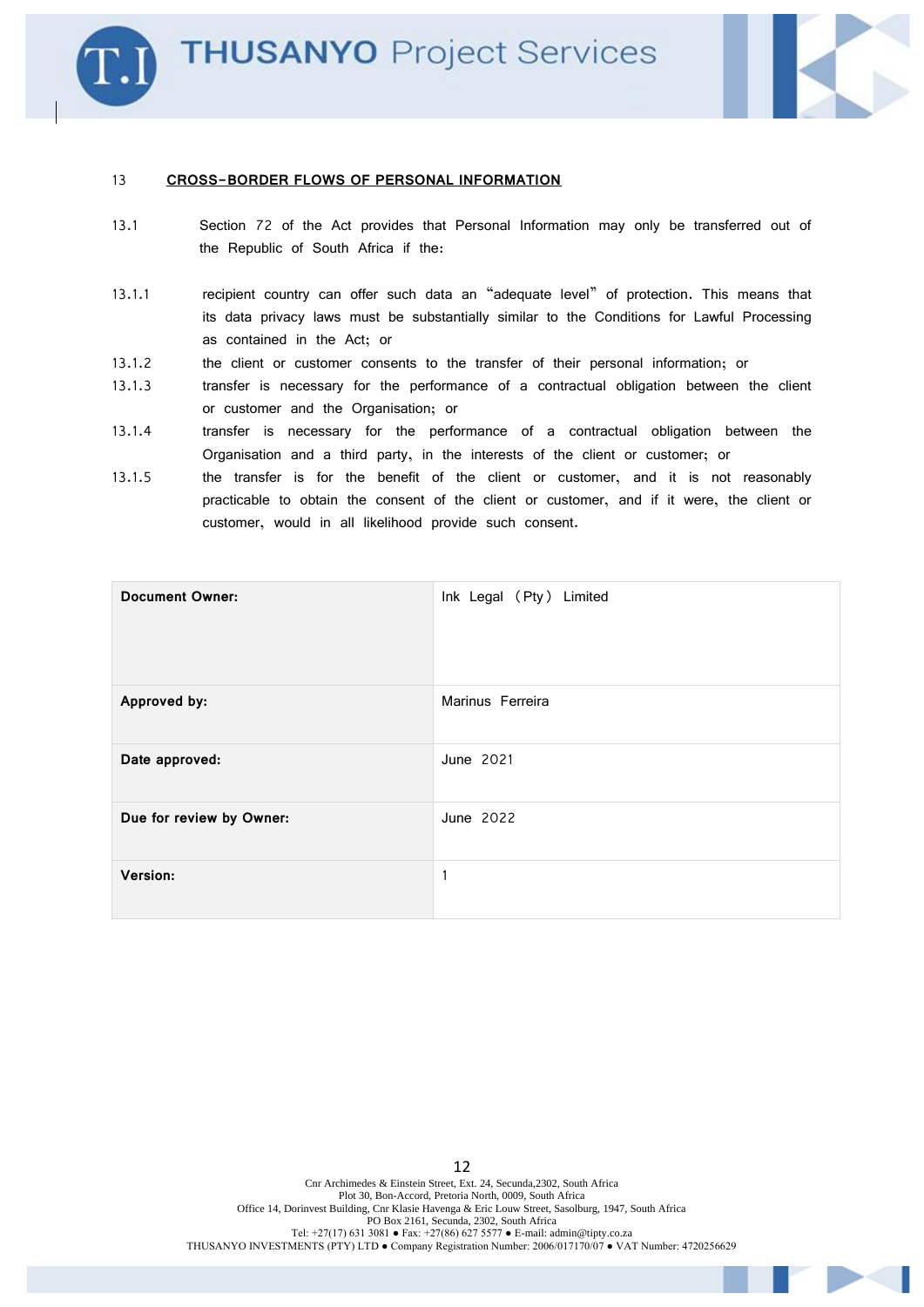## 13 CROSS-BORDER FLOWS OF PERSONAL INFORMATION

13.1 Section 72 of the Act provides that Personal Information may only be transferred out of the Republic of South Africa if the:

13.1.1 recipient country can offer such data an "adequate level" of protection. This means that its data privacy laws must be substantially similar to the Conditions for Lawful Processing as contained in the Act; or

13.1.2 the client or customer consents to the transfer of their personal information; or

13.1.3 transfer is necessary for the performance of a contractual obligation between the client or customer and the Organisation; or

13.1.4 transfer is necessary for the performance of a contractual obligation between the Organisation and a third party, in the interests of the client or customer; or

13.1.5 the transfer is for the benefit of the client or customer, and it is not reasonably practicable to obtain the consent of the client or customer, and if it were, the client or customer, would in all likelihood provide such consent.

| | |
|---|---|
| **Document Owner:** | Ink Legal (Pty) Limited |
| **Approved by:** | Marinus Ferreira |
| **Date approved:** | June 2021 |
| **Due for review by Owner:** | June 2022 |
| **Version:** | 1 |